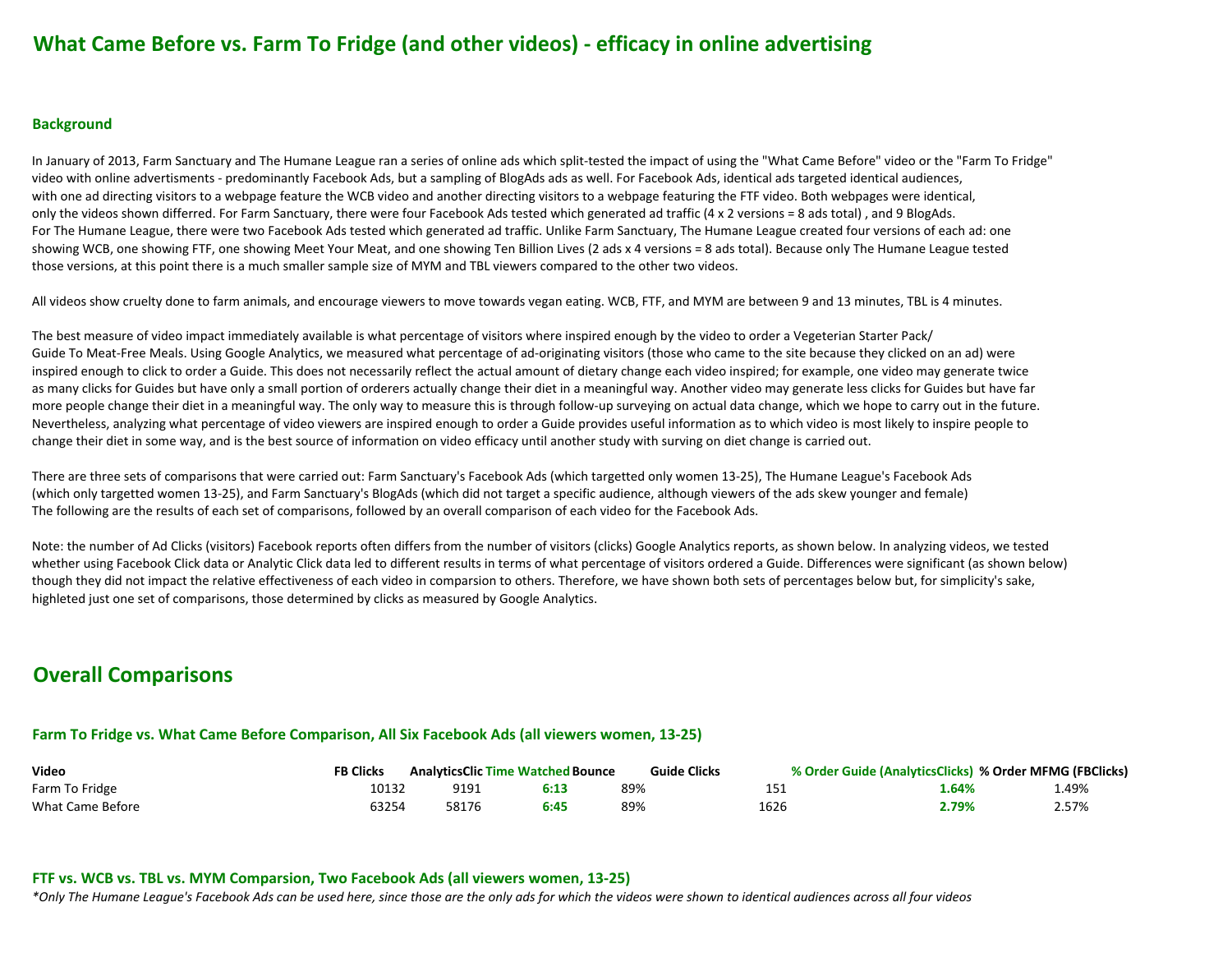# What Came Before vs. Farm To Fridge (and other videos) - efficacy in online advertising

### Background

In January of 2013, Farm Sanctuary and The Humane League ran a series of online ads which split-tested the impact of using the "What Came Before" video or the "Farm To Fridge" video with online advertisments - predominantly Facebook Ads, but a sampling of BlogAds ads as well. For Facebook Ads, identical ads targeted identical audiences, with one ad directing visitors to a webpage feature the WCB video and another directing visitors to a webpage featuring the FTF video. Both webpages were identical, only the videos shown differred. For Farm Sanctuary, there were four Facebook Ads tested which generated ad traffic (4 x 2 versions = 8 ads total) , and 9 BlogAds. For The Humane League, there were two Facebook Ads tested which generated ad traffic. Unlike Farm Sanctuary, The Humane League created four versions of each ad: one showing WCB, one showing FTF, one showing Meet Your Meat, and one showing Ten Billion Lives (2 ads x 4 versions = 8 ads total). Because only The Humane League tested those versions, at this point there is a much smaller sample size of MYM and TBL viewers compared to the other two videos.

All videos show cruelty done to farm animals, and encourage viewers to move towards vegan eating. WCB, FTF, and MYM are between 9 and 13 minutes, TBL is 4 minutes.

The best measure of video impact immediately available is what percentage of visitors where inspired enough by the video to order a Vegeterian Starter Pack/ Guide To Meat-Free Meals. Using Google Analytics, we measured what percentage of ad-originating visitors (those who came to the site because they clicked on an ad) were inspired enough to click to order a Guide. This does not necessarily reflect the actual amount of dietary change each video inspired; for example, one video may generate twice as many clicks for Guides but have only a small portion of orderers actually change their diet in a meaningful way. Another video may generate less clicks for Guides but have far more people change their diet in a meaningful way. The only way to measure this is through follow-up surveying on actual data change, which we hope to carry out in the future. Nevertheless, analyzing what percentage of video viewers are inspired enough to order a Guide provides useful information as to which video is most likely to inspire people to change their diet in some way, and is the best source of information on video efficacy until another study with surving on diet change is carried out.

There are three sets of comparisons that were carried out: Farm Sanctuary's Facebook Ads (which targetted only women 13-25), The Humane League's Facebook Ads (which only targetted women 13-25), and Farm Sanctuary's BlogAds (which did not target a specific audience, although viewers of the ads skew younger and female) The following are the results of each set of comparisons, followed by an overall comparison of each video for the Facebook Ads.

Note: the number of Ad Clicks (visitors) Facebook reports often differs from the number of visitors (clicks) Google Analytics reports, as shown below. In analyzing videos, we tested whether using Facebook Click data or Analytic Click data led to different results in terms of what percentage of visitors ordered a Guide. Differences were significant (as shown below) though they did not impact the relative effectiveness of each video in comparsion to others. Therefore, we have shown both sets of percentages below but, for simplicity's sake, highleted just one set of comparisons, those determined by clicks as measured by Google Analytics.

## Overall Comparisons

### Farm To Fridge vs. What Came Before Comparison, All Six Facebook Ads (all viewers women, 13-25)

| Video | FB Clicks | AnalyticsClic | Time Watched | Bounce | Guide Clicks | % Order Guide (AnalyticsClicks) | % Order MFMG (FBClicks) |
|---|---|---|---|---|---|---|---|
| Farm To Fridge | 10132 | 9191 | **6:13** | 89% | 151 | **1.64%** | 1.49% |
| What Came Before | 63254 | 58176 | **6:45** | 89% | 1626 | **2.79%** | 2.57% |

### FTF vs. WCB vs. TBL vs. MYM Comparsion, Two Facebook Ads (all viewers women, 13-25)

*\*Only The Humane League's Facebook Ads can be used here, since those are the only ads for which the videos were shown to identical audiences across all four videos*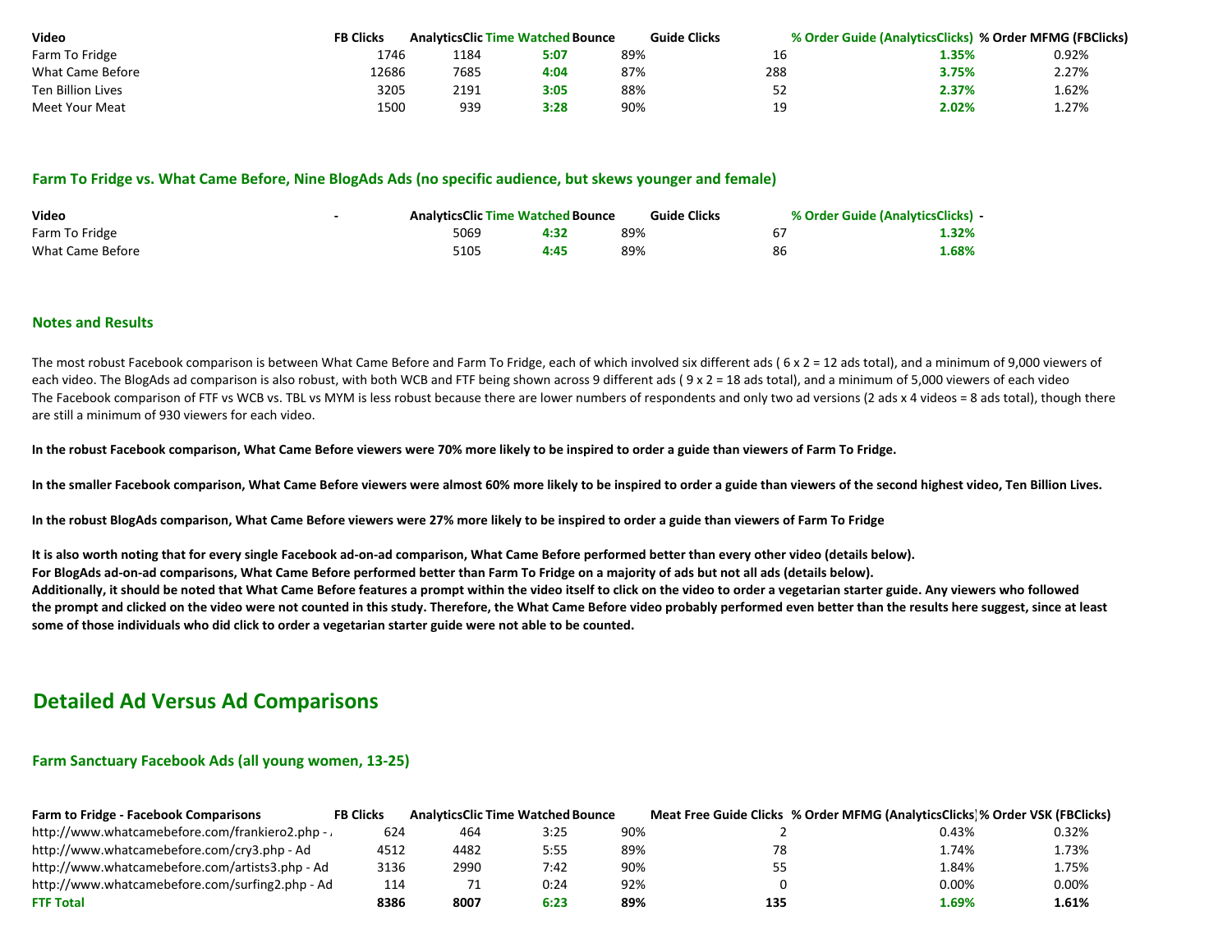| Video | FB Clicks | AnalyticsClic | Time Watched | Bounce | Guide Clicks | % Order Guide (AnalyticsClicks) | % Order MFMG (FBClicks) |
|---|---|---|---|---|---|---|---|
| Farm To Fridge | 1746 | 1184 | **5:07** | 89% | 16 | **1.35%** | 0.92% |
| What Came Before | 12686 | 7685 | **4:04** | 87% | 288 | **3.75%** | 2.27% |
| Ten Billion Lives | 3205 | 2191 | **3:05** | 88% | 52 | **2.37%** | 1.62% |
| Meet Your Meat | 1500 | 939 | **3:28** | 90% | 19 | **2.02%** | 1.27% |

### Farm To Fridge vs. What Came Before, Nine BlogAds Ads (no specific audience, but skews younger and female)

| Video | - | AnalyticsClic | Time Watched | Bounce | Guide Clicks | % Order Guide (AnalyticsClicks) | - |
|---|---|---|---|---|---|---|---|
| Farm To Fridge | | 5069 | **4:32** | 89% | 67 | **1.32%** | |
| What Came Before | | 5105 | **4:45** | 89% | 86 | **1.68%** | |

### Notes and Results

The most robust Facebook comparison is between What Came Before and Farm To Fridge, each of which involved six different ads ( 6 x 2 = 12 ads total), and a minimum of 9,000 viewers of each video. The BlogAds ad comparison is also robust, with both WCB and FTF being shown across 9 different ads ( 9 x 2 = 18 ads total), and a minimum of 5,000 viewers of each video
The Facebook comparison of FTF vs WCB vs. TBL vs MYM is less robust because there are lower numbers of respondents and only two ad versions (2 ads x 4 videos = 8 ads total), though there are still a minimum of 930 viewers for each video.

**In the robust Facebook comparison, What Came Before viewers were 70% more likely to be inspired to order a guide than viewers of Farm To Fridge.**

**In the smaller Facebook comparison, What Came Before viewers were almost 60% more likely to be inspired to order a guide than viewers of the second highest video, Ten Billion Lives.**

**In the robust BlogAds comparison, What Came Before viewers were 27% more likely to be inspired to order a guide than viewers of Farm To Fridge**

**It is also worth noting that for every single Facebook ad-on-ad comparison, What Came Before performed better than every other video (details below).**
**For BlogAds ad-on-ad comparisons, What Came Before performed better than Farm To Fridge on a majority of ads but not all ads (details below).**
**Additionally, it should be noted that What Came Before features a prompt within the video itself to click on the video to order a vegetarian starter guide. Any viewers who followed the prompt and clicked on the video were not counted in this study. Therefore, the What Came Before video probably performed even better than the results here suggest, since at least some of those individuals who did click to order a vegetarian starter guide were not able to be counted.**

## Detailed Ad Versus Ad Comparisons

### Farm Sanctuary Facebook Ads (all young women, 13-25)

| Farm to Fridge - Facebook Comparisons | FB Clicks | AnalyticsClic | Time Watched | Bounce | Meat Free Guide Clicks | % Order MFMG (AnalyticsClicks) | % Order VSK (FBClicks) |
|---|---|---|---|---|---|---|---|
| http://www.whatcamebefore.com/frankiero2.php - / | 624 | 464 | 3:25 | 90% | 2 | 0.43% | 0.32% |
| http://www.whatcamebefore.com/cry3.php - Ad | 4512 | 4482 | 5:55 | 89% | 78 | 1.74% | 1.73% |
| http://www.whatcamebefore.com/artists3.php - Ad | 3136 | 2990 | 7:42 | 90% | 55 | 1.84% | 1.75% |
| http://www.whatcamebefore.com/surfing2.php - Ad | 114 | 71 | 0:24 | 92% | 0 | 0.00% | 0.00% |
| **FTF Total** | **8386** | **8007** | **6:23** | **89%** | **135** | **1.69%** | **1.61%** |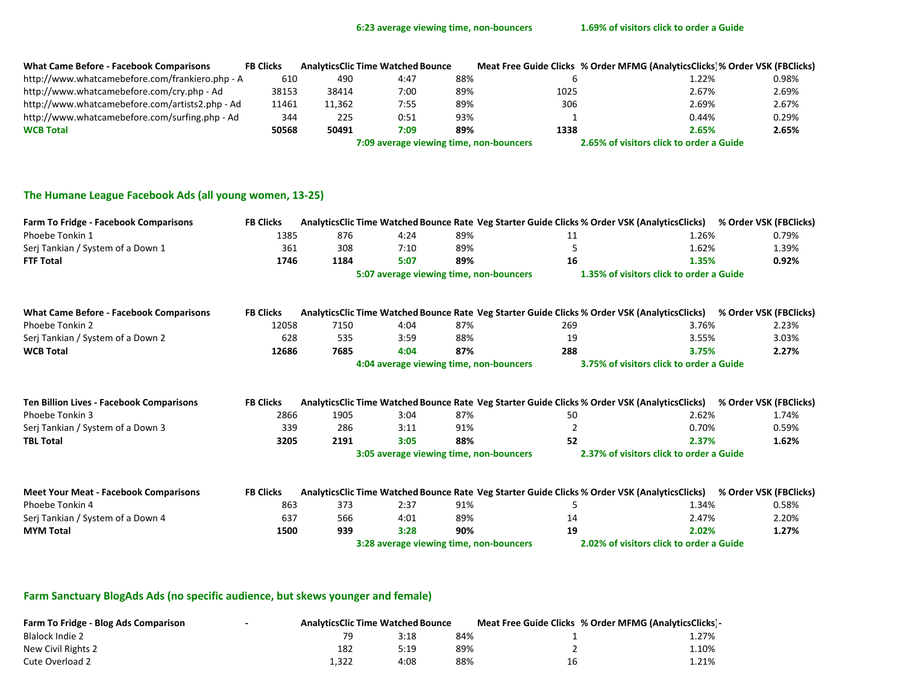6:23 average viewing time, non-bouncers — 1.69% of visitors click to order a Guide

| What Came Before - Facebook Comparisons | FB Clicks | AnalyticsClic | Time Watched | Bounce | Meat Free Guide Clicks | % Order MFMG (AnalyticsClicks) | % Order VSK (FBClicks) |
|---|---|---|---|---|---|---|---|
| http://www.whatcamebefore.com/frankiero.php - A | 610 | 490 | 4:47 | 88% | 6 | 1.22% | 0.98% |
| http://www.whatcamebefore.com/cry.php - Ad | 38153 | 38414 | 7:00 | 89% | 1025 | 2.67% | 2.69% |
| http://www.whatcamebefore.com/artists2.php - Ad | 11461 | 11,362 | 7:55 | 89% | 306 | 2.69% | 2.67% |
| http://www.whatcamebefore.com/surfing.php - Ad | 344 | 225 | 0:51 | 93% | 1 | 0.44% | 0.29% |
| **WCB Total** | **50568** | **50491** | **7:09** | **89%** | **1338** | **2.65%** | **2.65%** |

7:09 average viewing time, non-bouncers — 2.65% of visitors click to order a Guide

## The Humane League Facebook Ads (all young women, 13-25)

| Farm To Fridge - Facebook Comparisons | FB Clicks | AnalyticsClic | Time Watched | Bounce Rate | Veg Starter Guide Clicks | % Order VSK (AnalyticsClicks) | % Order VSK (FBClicks) |
|---|---|---|---|---|---|---|---|
| Phoebe Tonkin 1 | 1385 | 876 | 4:24 | 89% | 11 | 1.26% | 0.79% |
| Serj Tankian / System of a Down 1 | 361 | 308 | 7:10 | 89% | 5 | 1.62% | 1.39% |
| **FTF Total** | **1746** | **1184** | **5:07** | **89%** | **16** | **1.35%** | **0.92%** |

5:07 average viewing time, non-bouncers — 1.35% of visitors click to order a Guide

| What Came Before - Facebook Comparisons | FB Clicks | AnalyticsClic | Time Watched | Bounce Rate | Veg Starter Guide Clicks | % Order VSK (AnalyticsClicks) | % Order VSK (FBClicks) |
|---|---|---|---|---|---|---|---|
| Phoebe Tonkin 2 | 12058 | 7150 | 4:04 | 87% | 269 | 3.76% | 2.23% |
| Serj Tankian / System of a Down 2 | 628 | 535 | 3:59 | 88% | 19 | 3.55% | 3.03% |
| **WCB Total** | **12686** | **7685** | **4:04** | **87%** | **288** | **3.75%** | **2.27%** |

4:04 average viewing time, non-bouncers — 3.75% of visitors click to order a Guide

| Ten Billion Lives - Facebook Comparisons | FB Clicks | AnalyticsClic | Time Watched | Bounce Rate | Veg Starter Guide Clicks | % Order VSK (AnalyticsClicks) | % Order VSK (FBClicks) |
|---|---|---|---|---|---|---|---|
| Phoebe Tonkin 3 | 2866 | 1905 | 3:04 | 87% | 50 | 2.62% | 1.74% |
| Serj Tankian / System of a Down 3 | 339 | 286 | 3:11 | 91% | 2 | 0.70% | 0.59% |
| **TBL Total** | **3205** | **2191** | **3:05** | **88%** | **52** | **2.37%** | **1.62%** |

3:05 average viewing time, non-bouncers — 2.37% of visitors click to order a Guide

| Meet Your Meat - Facebook Comparisons | FB Clicks | AnalyticsClic | Time Watched | Bounce Rate | Veg Starter Guide Clicks | % Order VSK (AnalyticsClicks) | % Order VSK (FBClicks) |
|---|---|---|---|---|---|---|---|
| Phoebe Tonkin 4 | 863 | 373 | 2:37 | 91% | 5 | 1.34% | 0.58% |
| Serj Tankian / System of a Down 4 | 637 | 566 | 4:01 | 89% | 14 | 2.47% | 2.20% |
| **MYM Total** | **1500** | **939** | **3:28** | **90%** | **19** | **2.02%** | **1.27%** |

3:28 average viewing time, non-bouncers — 2.02% of visitors click to order a Guide

## Farm Sanctuary BlogAds Ads (no specific audience, but skews younger and female)

| Farm To Fridge - Blog Ads Comparison | - | AnalyticsClic | Time Watched | Bounce | Meat Free Guide Clicks | % Order MFMG (AnalyticsClicks) | - |
|---|---|---|---|---|---|---|---|
| Blalock Indie 2 | | 79 | 3:18 | 84% | 1 | 1.27% | |
| New Civil Rights 2 | | 182 | 5:19 | 89% | 2 | 1.10% | |
| Cute Overload 2 | | 1,322 | 4:08 | 88% | 16 | 1.21% | |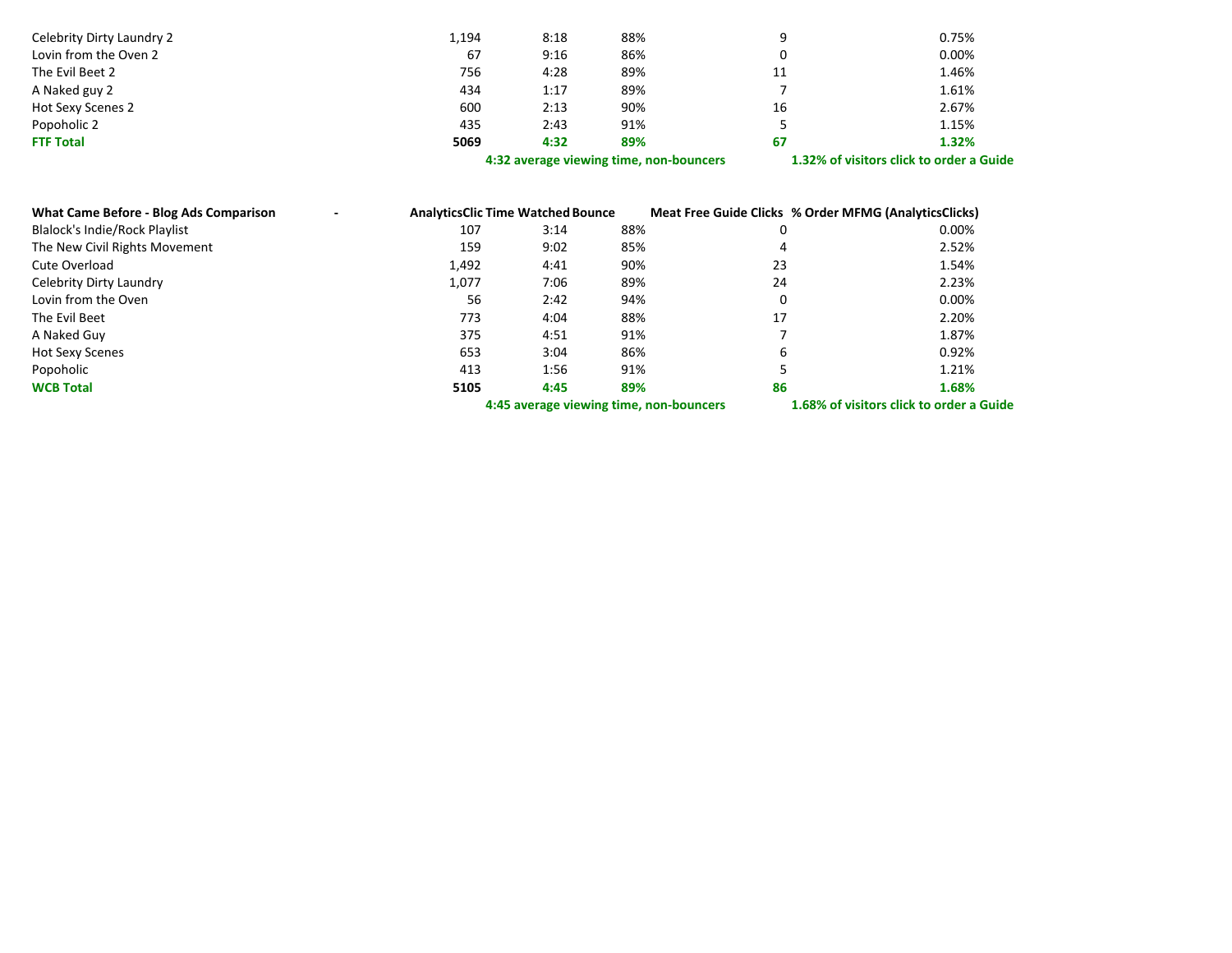| | | | | | |
|---|---|---|---|---|---|
| Celebrity Dirty Laundry 2 | 1,194 | 8:18 | 88% | 9 | 0.75% |
| Lovin from the Oven 2 | 67 | 9:16 | 86% | 0 | 0.00% |
| The Evil Beet 2 | 756 | 4:28 | 89% | 11 | 1.46% |
| A Naked guy 2 | 434 | 1:17 | 89% | 7 | 1.61% |
| Hot Sexy Scenes 2 | 600 | 2:13 | 90% | 16 | 2.67% |
| Popoholic 2 | 435 | 2:43 | 91% | 5 | 1.15% |
| **FTF Total** | **5069** | **4:32** | **89%** | **67** | **1.32%** |
| | | **4:32 average viewing time, non-bouncers** | | | **1.32% of visitors click to order a Guide** |

| What Came Before - Blog Ads Comparison - | AnalyticsClic | Time Watched | Bounce | Meat Free Guide Clicks | % Order MFMG (AnalyticsClicks) |
|---|---|---|---|---|---|
| Blalock's Indie/Rock Playlist | 107 | 3:14 | 88% | 0 | 0.00% |
| The New Civil Rights Movement | 159 | 9:02 | 85% | 4 | 2.52% |
| Cute Overload | 1,492 | 4:41 | 90% | 23 | 1.54% |
| Celebrity Dirty Laundry | 1,077 | 7:06 | 89% | 24 | 2.23% |
| Lovin from the Oven | 56 | 2:42 | 94% | 0 | 0.00% |
| The Evil Beet | 773 | 4:04 | 88% | 17 | 2.20% |
| A Naked Guy | 375 | 4:51 | 91% | 7 | 1.87% |
| Hot Sexy Scenes | 653 | 3:04 | 86% | 6 | 0.92% |
| Popoholic | 413 | 1:56 | 91% | 5 | 1.21% |
| **WCB Total** | **5105** | **4:45** | **89%** | **86** | **1.68%** |
| | | **4:45 average viewing time, non-bouncers** | | | **1.68% of visitors click to order a Guide** |